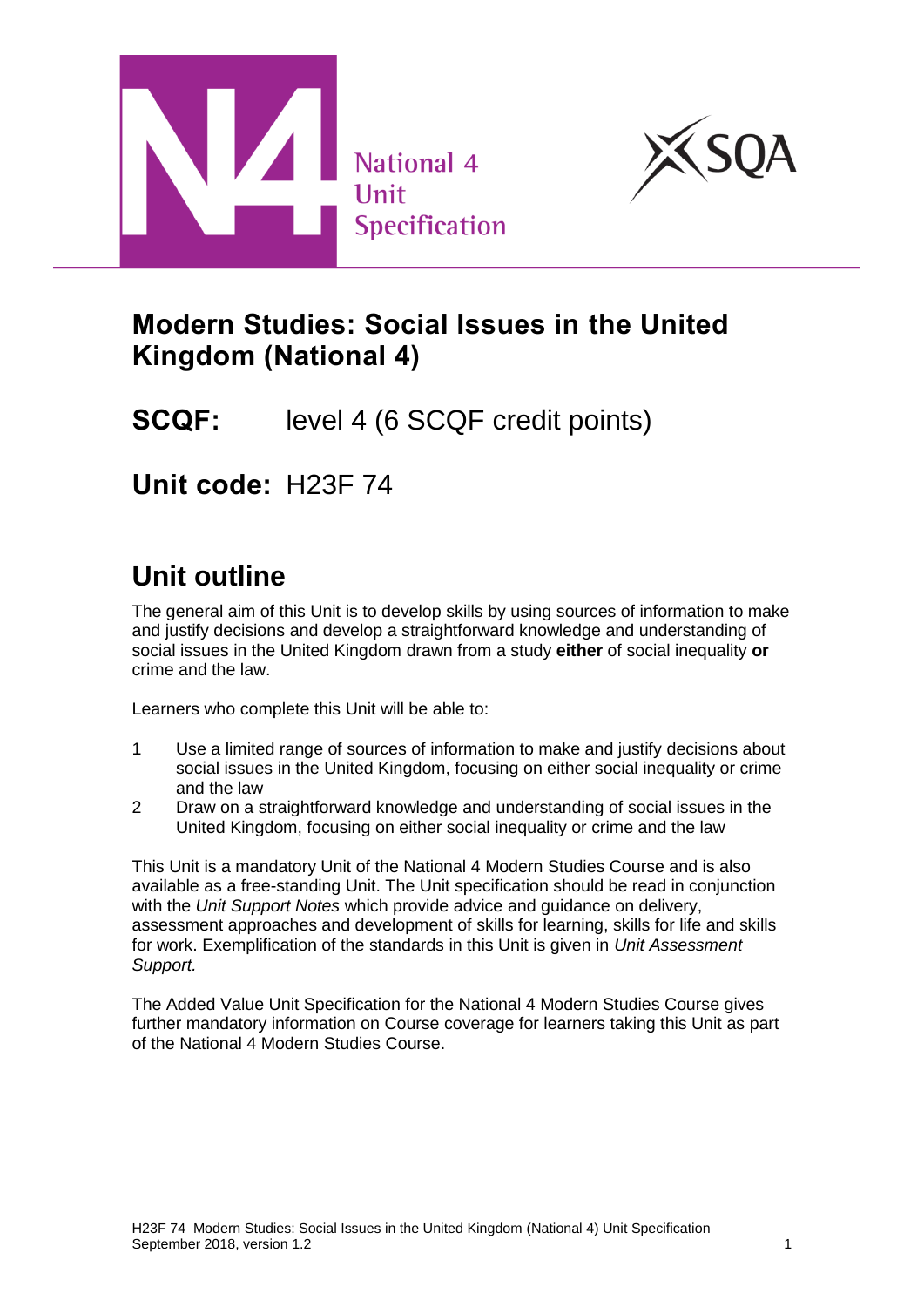National 4
Unit
Specification

# Modern Studies: Social Issues in the United Kingdom (National 4)

## SCQF: level 4 (6 SCQF credit points)

## Unit code: H23F 74

# Unit outline

The general aim of this Unit is to develop skills by using sources of information to make and justify decisions and develop a straightforward knowledge and understanding of social issues in the United Kingdom drawn from a study **either** of social inequality **or** crime and the law.

Learners who complete this Unit will be able to:

1. Use a limited range of sources of information to make and justify decisions about social issues in the United Kingdom, focusing on either social inequality or crime and the law
2. Draw on a straightforward knowledge and understanding of social issues in the United Kingdom, focusing on either social inequality or crime and the law

This Unit is a mandatory Unit of the National 4 Modern Studies Course and is also available as a free-standing Unit. The Unit specification should be read in conjunction with the *Unit Support Notes* which provide advice and guidance on delivery, assessment approaches and development of skills for learning, skills for life and skills for work. Exemplification of the standards in this Unit is given in *Unit Assessment Support.*

The Added Value Unit Specification for the National 4 Modern Studies Course gives further mandatory information on Course coverage for learners taking this Unit as part of the National 4 Modern Studies Course.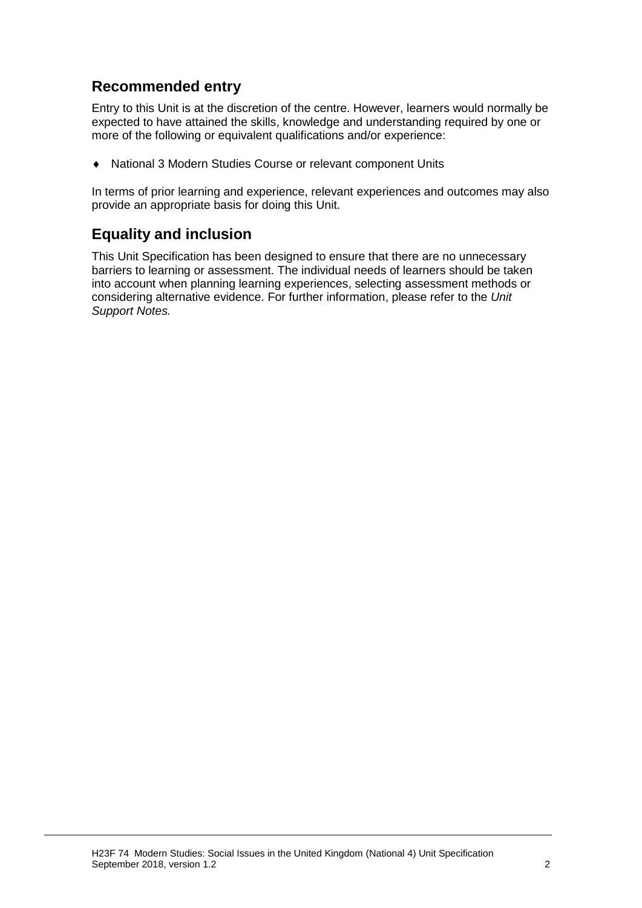## Recommended entry

Entry to this Unit is at the discretion of the centre. However, learners would normally be expected to have attained the skills, knowledge and understanding required by one or more of the following or equivalent qualifications and/or experience:

- National 3 Modern Studies Course or relevant component Units

In terms of prior learning and experience, relevant experiences and outcomes may also provide an appropriate basis for doing this Unit.

## Equality and inclusion

This Unit Specification has been designed to ensure that there are no unnecessary barriers to learning or assessment. The individual needs of learners should be taken into account when planning learning experiences, selecting assessment methods or considering alternative evidence. For further information, please refer to the *Unit Support Notes.*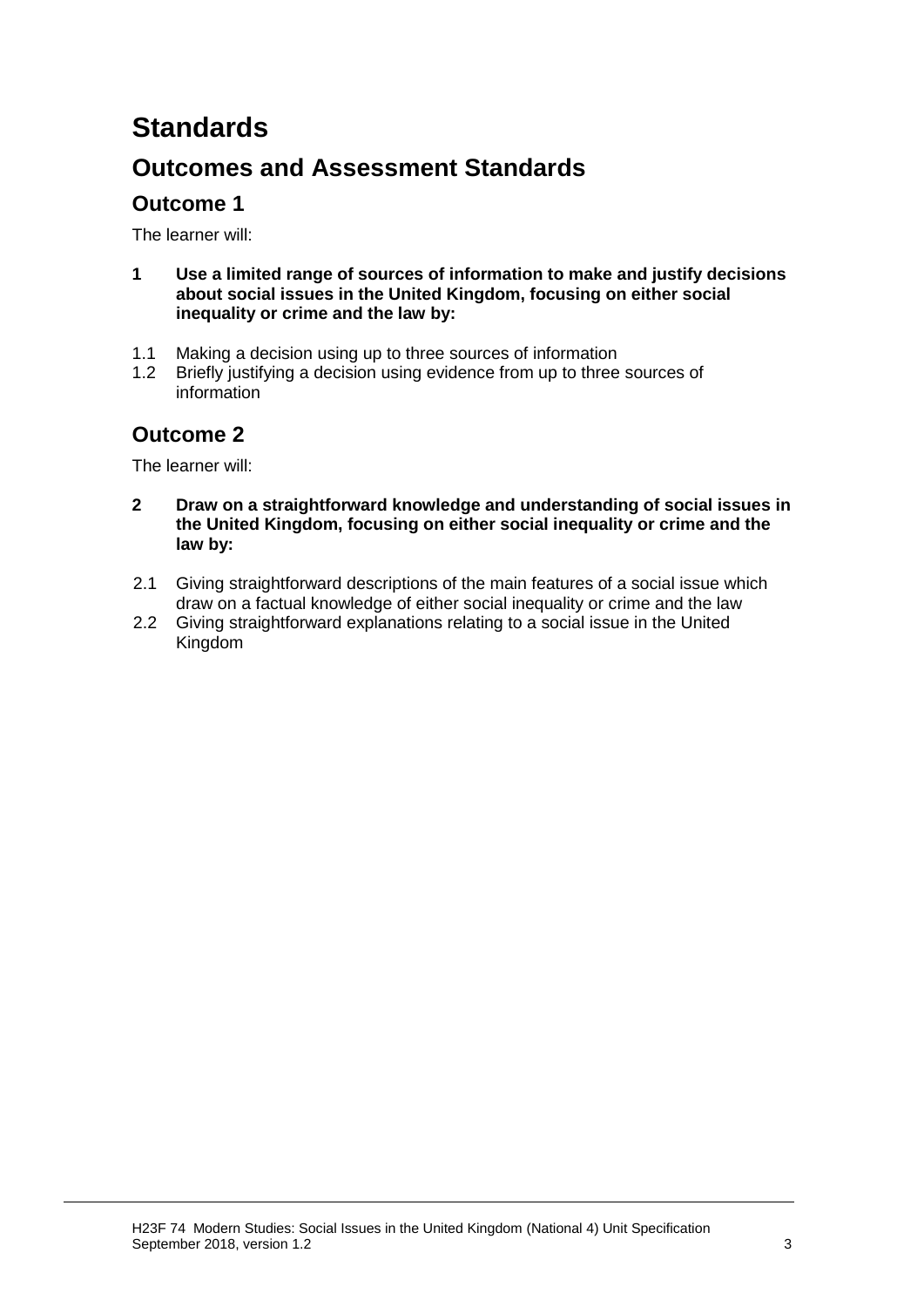# Standards

## Outcomes and Assessment Standards

### Outcome 1

The learner will:

**1 Use a limited range of sources of information to make and justify decisions about social issues in the United Kingdom, focusing on either social inequality or crime and the law by:**

1.1 Making a decision using up to three sources of information
1.2 Briefly justifying a decision using evidence from up to three sources of information

### Outcome 2

The learner will:

**2 Draw on a straightforward knowledge and understanding of social issues in the United Kingdom, focusing on either social inequality or crime and the law by:**

2.1 Giving straightforward descriptions of the main features of a social issue which draw on a factual knowledge of either social inequality or crime and the law
2.2 Giving straightforward explanations relating to a social issue in the United Kingdom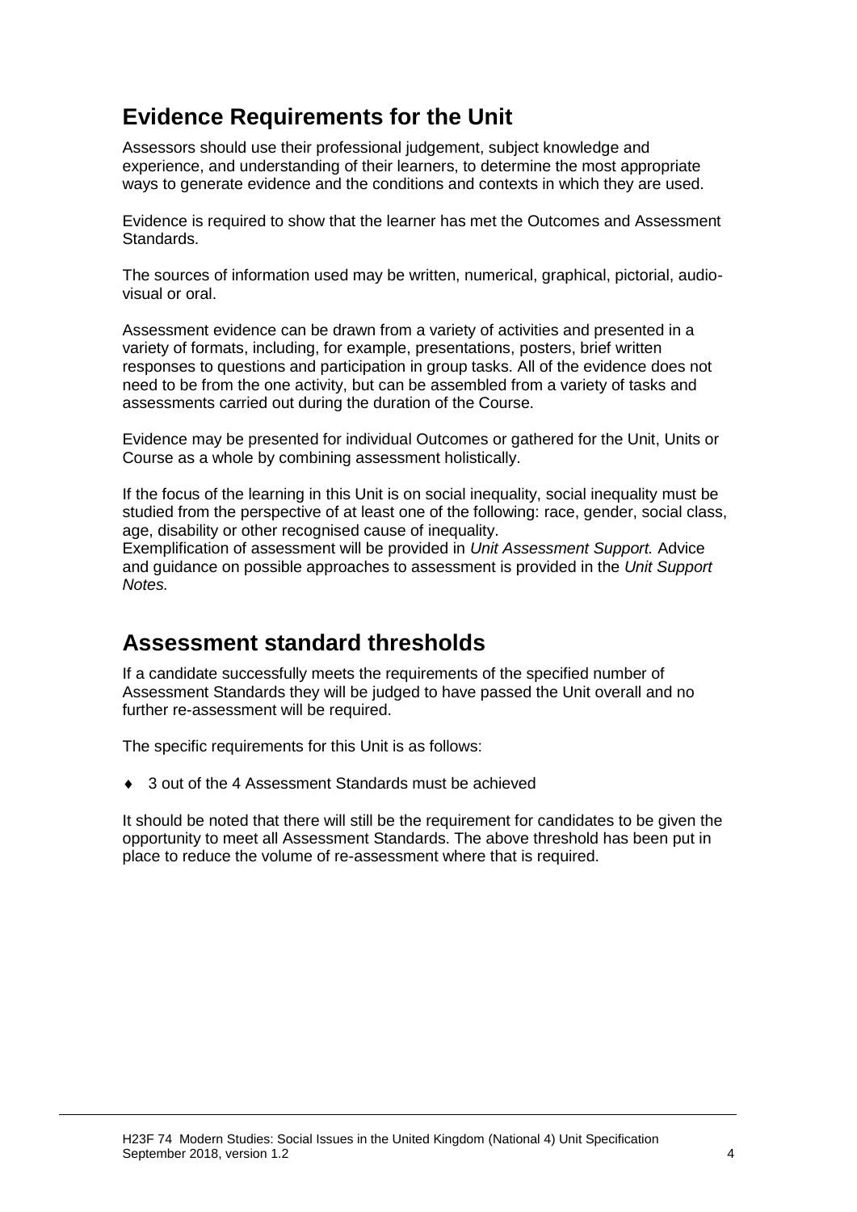## Evidence Requirements for the Unit

Assessors should use their professional judgement, subject knowledge and experience, and understanding of their learners, to determine the most appropriate ways to generate evidence and the conditions and contexts in which they are used.

Evidence is required to show that the learner has met the Outcomes and Assessment Standards.

The sources of information used may be written, numerical, graphical, pictorial, audio-visual or oral.

Assessment evidence can be drawn from a variety of activities and presented in a variety of formats, including, for example, presentations, posters, brief written responses to questions and participation in group tasks. All of the evidence does not need to be from the one activity, but can be assembled from a variety of tasks and assessments carried out during the duration of the Course.

Evidence may be presented for individual Outcomes or gathered for the Unit, Units or Course as a whole by combining assessment holistically.

If the focus of the learning in this Unit is on social inequality, social inequality must be studied from the perspective of at least one of the following: race, gender, social class, age, disability or other recognised cause of inequality.
Exemplification of assessment will be provided in *Unit Assessment Support.* Advice and guidance on possible approaches to assessment is provided in the *Unit Support Notes.*

## Assessment standard thresholds

If a candidate successfully meets the requirements of the specified number of Assessment Standards they will be judged to have passed the Unit overall and no further re-assessment will be required.

The specific requirements for this Unit is as follows:

- 3 out of the 4 Assessment Standards must be achieved

It should be noted that there will still be the requirement for candidates to be given the opportunity to meet all Assessment Standards. The above threshold has been put in place to reduce the volume of re-assessment where that is required.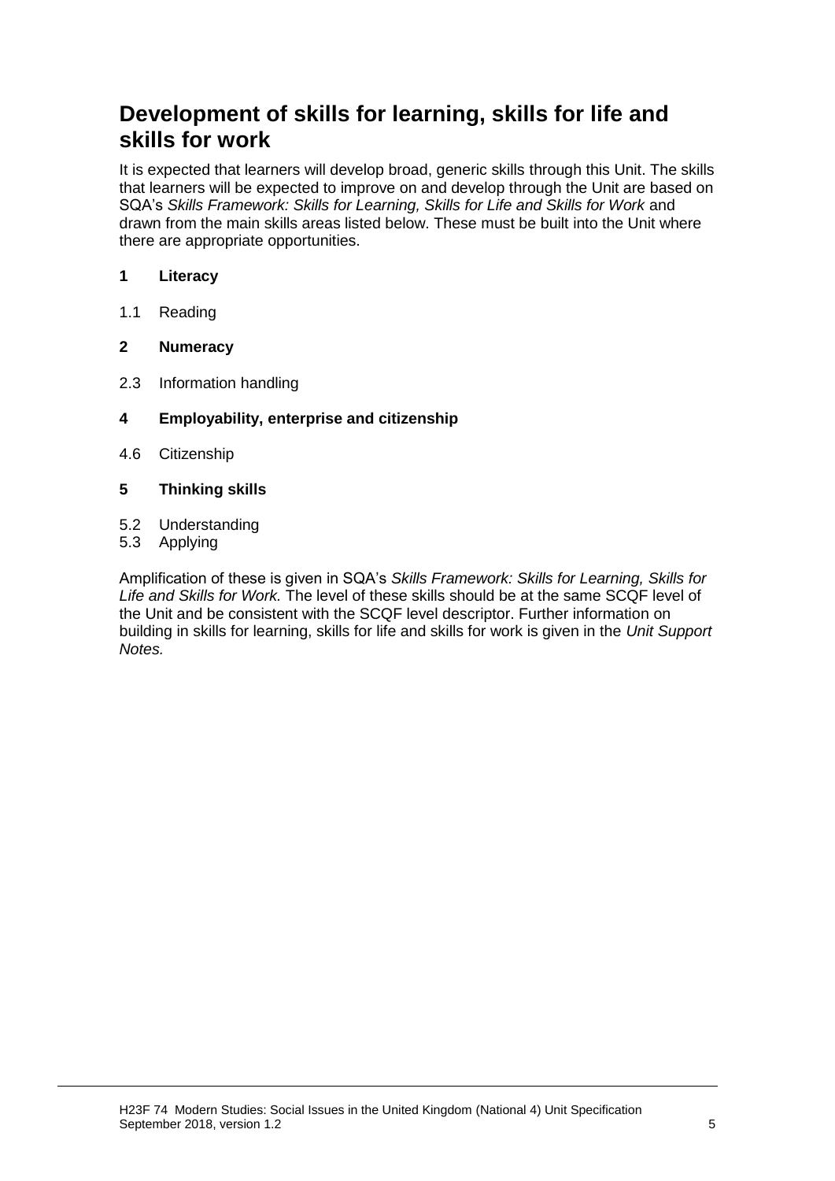## Development of skills for learning, skills for life and skills for work

It is expected that learners will develop broad, generic skills through this Unit. The skills that learners will be expected to improve on and develop through the Unit are based on SQA's *Skills Framework: Skills for Learning, Skills for Life and Skills for Work* and drawn from the main skills areas listed below. These must be built into the Unit where there are appropriate opportunities.

**1 Literacy**

1.1 Reading

**2 Numeracy**

2.3 Information handling

**4 Employability, enterprise and citizenship**

4.6 Citizenship

**5 Thinking skills**

5.2 Understanding
5.3 Applying

Amplification of these is given in SQA's *Skills Framework: Skills for Learning, Skills for Life and Skills for Work.* The level of these skills should be at the same SCQF level of the Unit and be consistent with the SCQF level descriptor. Further information on building in skills for learning, skills for life and skills for work is given in the *Unit Support Notes.*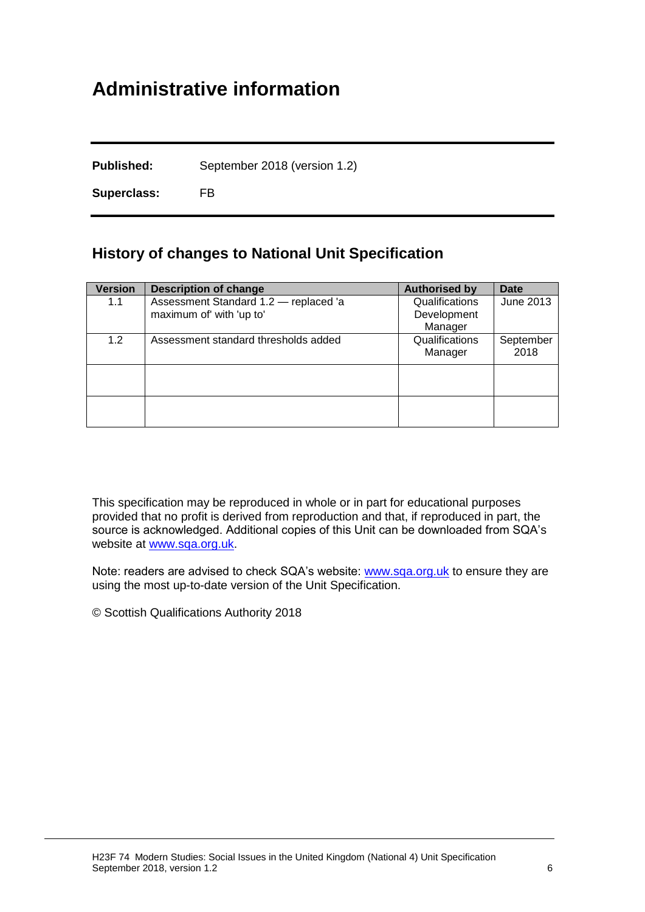# Administrative information

**Published:** September 2018 (version 1.2)

**Superclass:** FB

## History of changes to National Unit Specification

| Version | Description of change | Authorised by | Date |
|---|---|---|---|
| 1.1 | Assessment Standard 1.2 — replaced 'a maximum of' with 'up to' | Qualifications Development Manager | June 2013 |
| 1.2 | Assessment standard thresholds added | Qualifications Manager | September 2018 |
| | | | |
| | | | |

This specification may be reproduced in whole or in part for educational purposes provided that no profit is derived from reproduction and that, if reproduced in part, the source is acknowledged. Additional copies of this Unit can be downloaded from SQA's website at www.sqa.org.uk.

Note: readers are advised to check SQA's website: www.sqa.org.uk to ensure they are using the most up-to-date version of the Unit Specification.

© Scottish Qualifications Authority 2018